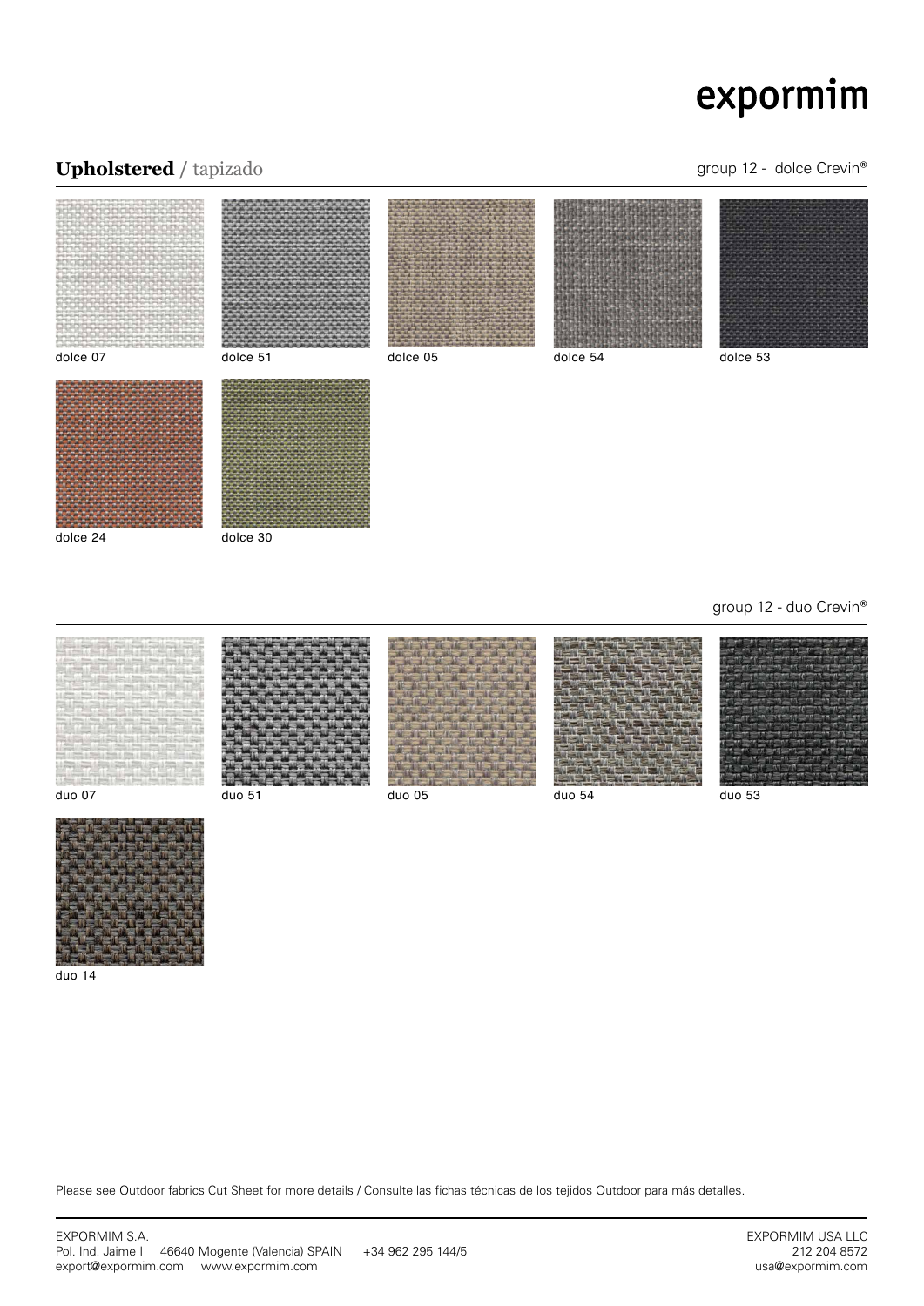exportmim

## **Upholstered** / tapizado

group 12 - dolce Crevin®

dolce 07

dolce 51

dolce 05

dolce 54

dolce 53

dolce 24

dolce 30

group 12 - duo Crevin®

duo 07

duo 51

duo 05

duo 54

duo 53

duo 14

Please see Outdoor fabrics Cut Sheet for more details / Consulte las fichas técnicas de los tejidos Outdoor para más detalles.

EXPORMIM S.A.
Pol. Ind. Jaime I 46640 Mogente (Valencia) SPAIN +34 962 295 144/5
export@expormim.com www.expormim.com

EXPORMIM USA LLC
212 204 8572
usa@expormim.com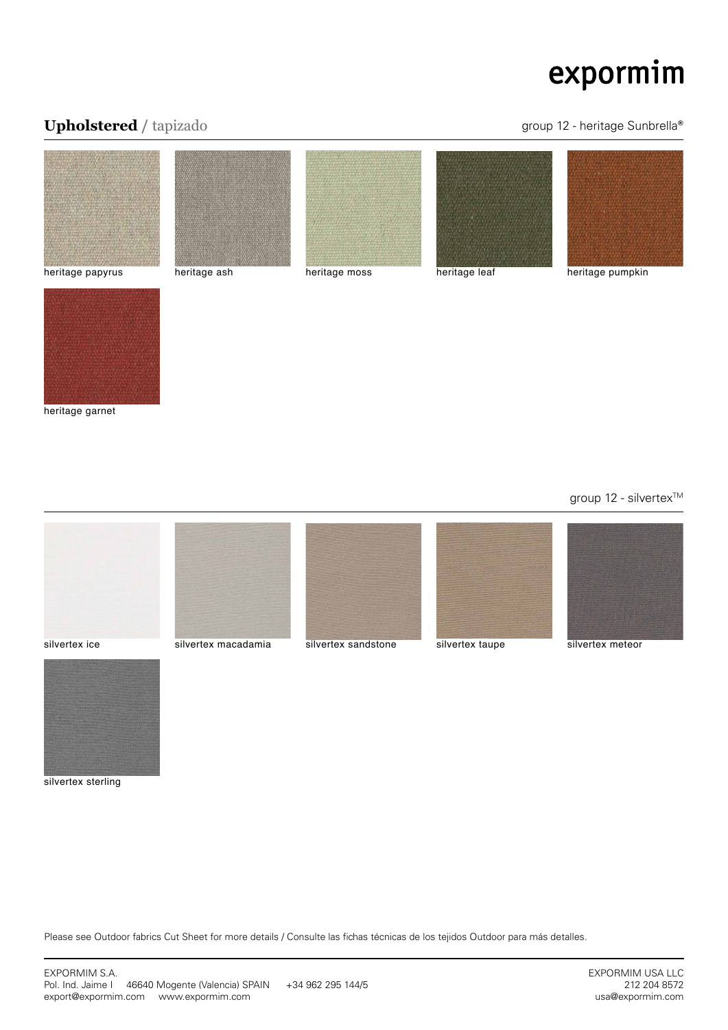exportmim

## **Upholstered** / tapizado

group 12 - heritage Sunbrella®

heritage papyrus

heritage ash

heritage moss

heritage leaf

heritage pumpkin

heritage garnet

group 12 - silvertex™

silvertex ice

silvertex macadamia

silvertex sandstone

silvertex taupe

silvertex meteor

silvertex sterling

Please see Outdoor fabrics Cut Sheet for more details / Consulte las fichas técnicas de los tejidos Outdoor para más detalles.

EXPORMIM S.A.
Pol. Ind. Jaime I 46640 Mogente (Valencia) SPAIN +34 962 295 144/5
export@expormim.com www.expormim.com

EXPORMIM USA LLC
212 204 8572
usa@expormim.com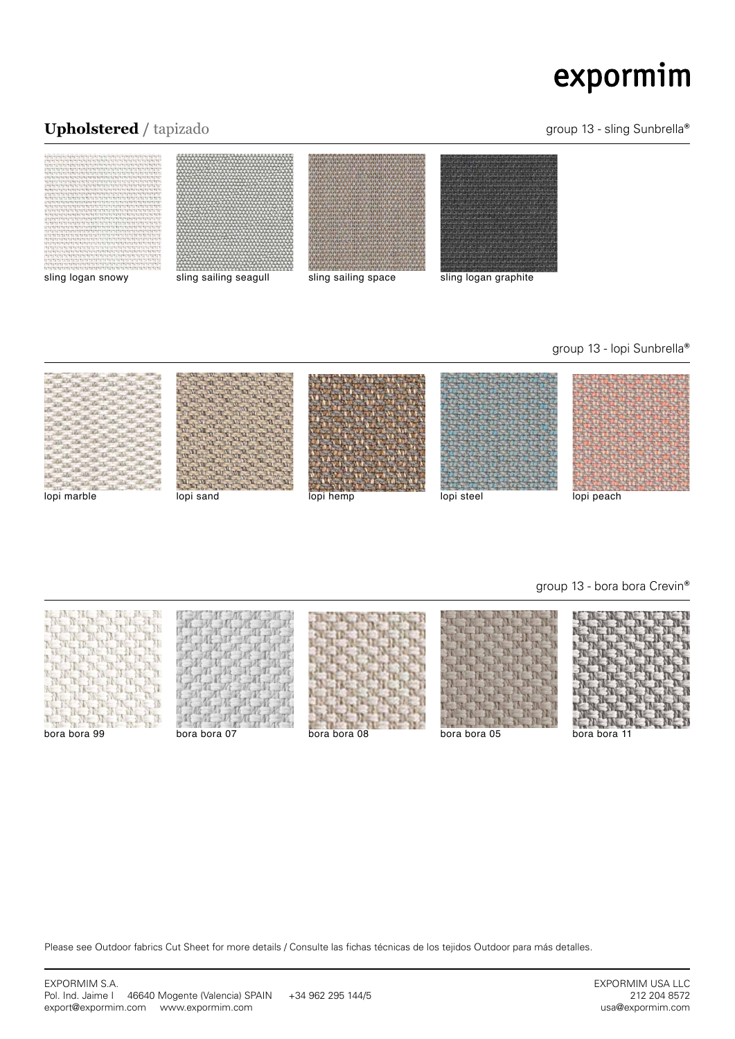# **Upholstered** / tapizado

group 13 - sling Sunbrella®

sling logan snowy

sling sailing seagull

sling sailing space

sling logan graphite

group 13 - lopi Sunbrella®

lopi marble

lopi sand

lopi hemp

lopi steel

lopi peach

group 13 - bora bora Crevin®

bora bora 99

bora bora 07

bora bora 08

bora bora 05

bora bora 11

Please see Outdoor fabrics Cut Sheet for more details / Consulte las fichas técnicas de los tejidos Outdoor para más detalles.

EXPORMIM S.A.
Pol. Ind. Jaime I 46640 Mogente (Valencia) SPAIN +34 962 295 144/5
export@expormim.com www.expormim.com

EXPORMIM USA LLC
212 204 8572
usa@expormim.com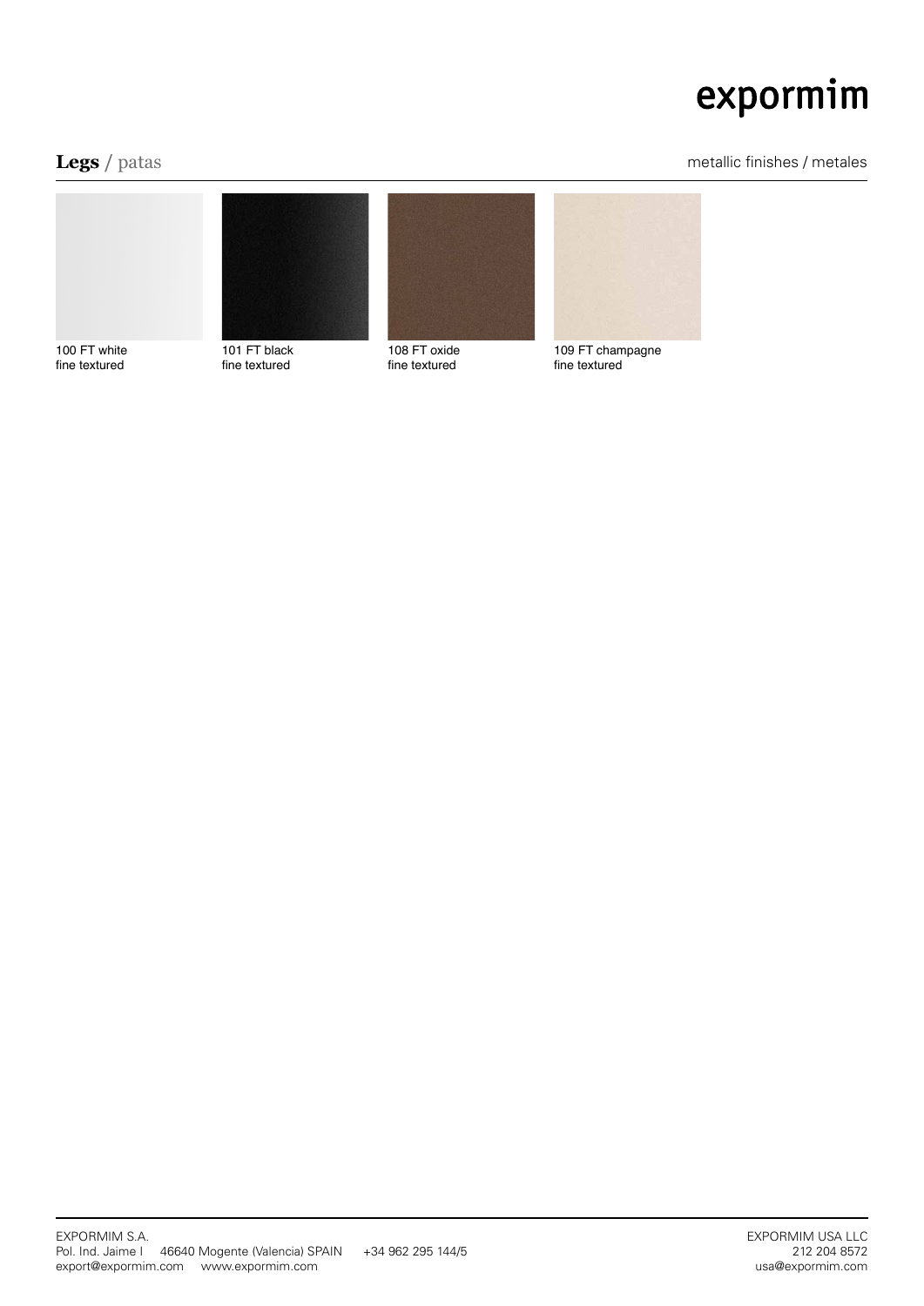# exp­ormim

## **Legs** / patas

metallic finishes / metales

100 FT white
fine textured

101 FT black
fine textured

108 FT oxide
fine textured

109 FT champagne
fine textured

EXPORMIM S.A.
Pol. Ind. Jaime I 46640 Mogente (Valencia) SPAIN +34 962 295 144/5
export@expormim.com www.expormim.com

EXPORMIM USA LLC
212 204 8572
usa@expormim.com